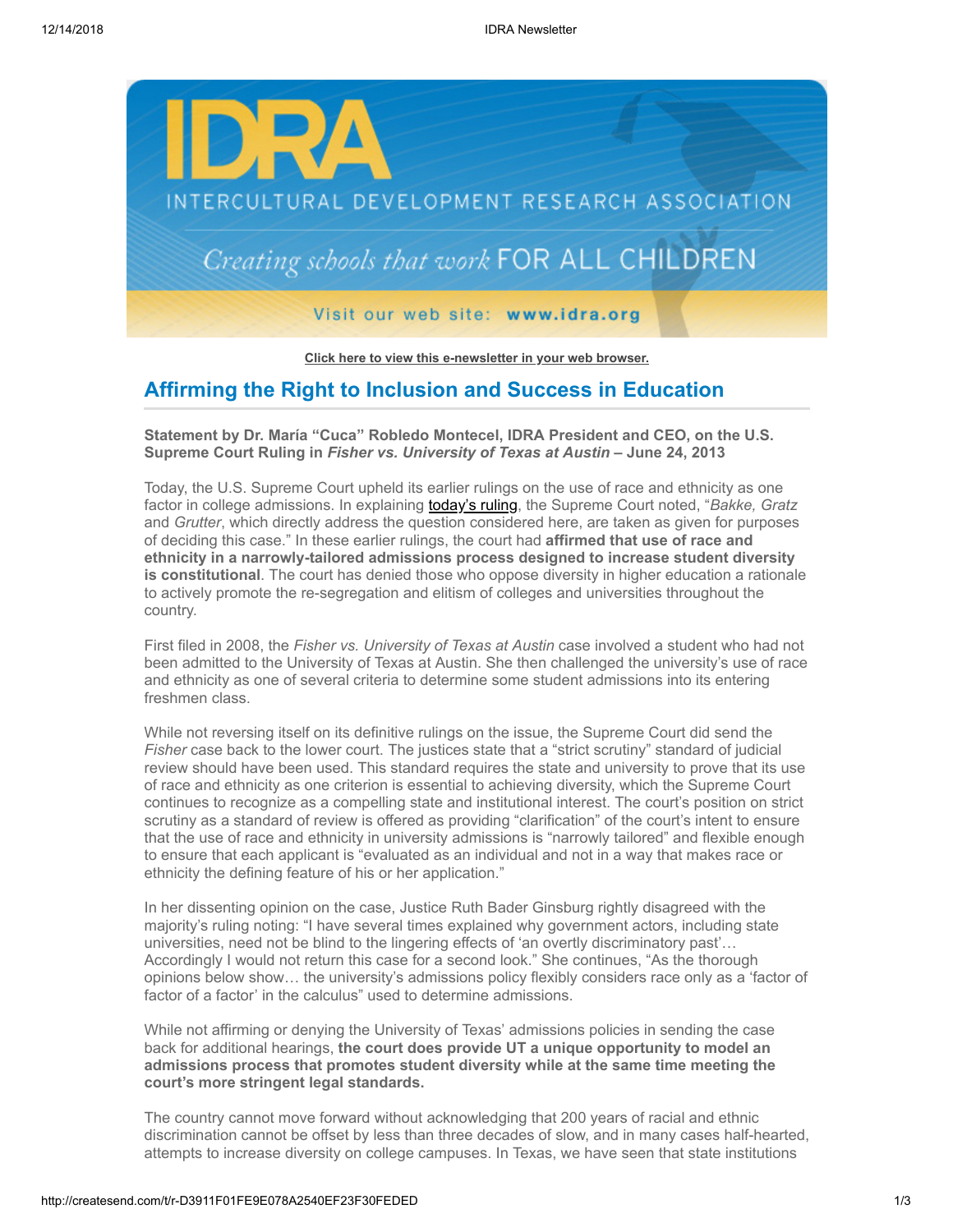IDRA

INTERCULTURAL DEVELOPMENT RESEARCH ASSOCIATION

*Creating schools that work* FOR ALL CHILDREN

Visit our web site: **www.idra.org**

**Click here to view this e-newsletter in your web browser.**

## Affirming the Right to Inclusion and Success in Education

**Statement by Dr. María "Cuca" Robledo Montecel, IDRA President and CEO, on the U.S. Supreme Court Ruling in *Fisher vs. University of Texas at Austin* – June 24, 2013**

Today, the U.S. Supreme Court upheld its earlier rulings on the use of race and ethnicity as one factor in college admissions. In explaining today's ruling, the Supreme Court noted, "*Bakke, Gratz* and *Grutter*, which directly address the question considered here, are taken as given for purposes of deciding this case." In these earlier rulings, the court had **affirmed that use of race and ethnicity in a narrowly-tailored admissions process designed to increase student diversity is constitutional**. The court has denied those who oppose diversity in higher education a rationale to actively promote the re-segregation and elitism of colleges and universities throughout the country.

First filed in 2008, the *Fisher vs. University of Texas at Austin* case involved a student who had not been admitted to the University of Texas at Austin. She then challenged the university's use of race and ethnicity as one of several criteria to determine some student admissions into its entering freshmen class.

While not reversing itself on its definitive rulings on the issue, the Supreme Court did send the *Fisher* case back to the lower court. The justices state that a "strict scrutiny" standard of judicial review should have been used. This standard requires the state and university to prove that its use of race and ethnicity as one criterion is essential to achieving diversity, which the Supreme Court continues to recognize as a compelling state and institutional interest. The court's position on strict scrutiny as a standard of review is offered as providing "clarification" of the court's intent to ensure that the use of race and ethnicity in university admissions is "narrowly tailored" and flexible enough to ensure that each applicant is "evaluated as an individual and not in a way that makes race or ethnicity the defining feature of his or her application."

In her dissenting opinion on the case, Justice Ruth Bader Ginsburg rightly disagreed with the majority's ruling noting: "I have several times explained why government actors, including state universities, need not be blind to the lingering effects of 'an overtly discriminatory past'… Accordingly I would not return this case for a second look." She continues, "As the thorough opinions below show… the university's admissions policy flexibly considers race only as a 'factor of factor of a factor' in the calculus" used to determine admissions.

While not affirming or denying the University of Texas' admissions policies in sending the case back for additional hearings, **the court does provide UT a unique opportunity to model an admissions process that promotes student diversity while at the same time meeting the court's more stringent legal standards.**

The country cannot move forward without acknowledging that 200 years of racial and ethnic discrimination cannot be offset by less than three decades of slow, and in many cases half-hearted, attempts to increase diversity on college campuses. In Texas, we have seen that state institutions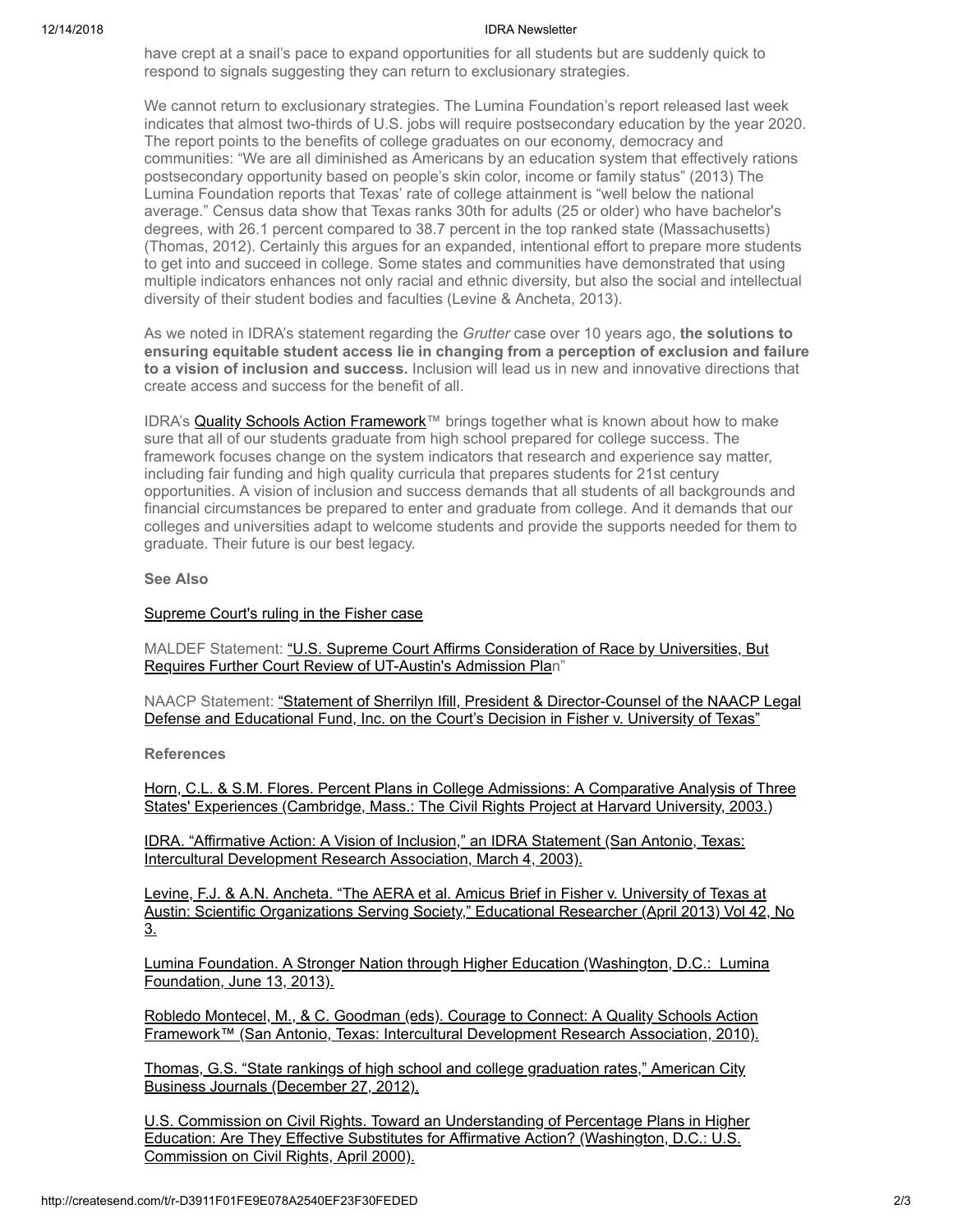have crept at a snail's pace to expand opportunities for all students but are suddenly quick to respond to signals suggesting they can return to exclusionary strategies.

We cannot return to exclusionary strategies. The Lumina Foundation's report released last week indicates that almost two-thirds of U.S. jobs will require postsecondary education by the year 2020. The report points to the benefits of college graduates on our economy, democracy and communities: "We are all diminished as Americans by an education system that effectively rations postsecondary opportunity based on people's skin color, income or family status" (2013) The Lumina Foundation reports that Texas' rate of college attainment is "well below the national average." Census data show that Texas ranks 30th for adults (25 or older) who have bachelor's degrees, with 26.1 percent compared to 38.7 percent in the top ranked state (Massachusetts) (Thomas, 2012). Certainly this argues for an expanded, intentional effort to prepare more students to get into and succeed in college. Some states and communities have demonstrated that using multiple indicators enhances not only racial and ethnic diversity, but also the social and intellectual diversity of their student bodies and faculties (Levine & Ancheta, 2013).

As we noted in IDRA's statement regarding the *Grutter* case over 10 years ago, **the solutions to ensuring equitable student access lie in changing from a perception of exclusion and failure to a vision of inclusion and success.** Inclusion will lead us in new and innovative directions that create access and success for the benefit of all.

IDRA's Quality Schools Action Framework™ brings together what is known about how to make sure that all of our students graduate from high school prepared for college success. The framework focuses change on the system indicators that research and experience say matter, including fair funding and high quality curricula that prepares students for 21st century opportunities. A vision of inclusion and success demands that all students of all backgrounds and financial circumstances be prepared to enter and graduate from college. And it demands that our colleges and universities adapt to welcome students and provide the supports needed for them to graduate. Their future is our best legacy.

**See Also**

Supreme Court's ruling in the Fisher case

MALDEF Statement: "U.S. Supreme Court Affirms Consideration of Race by Universities, But Requires Further Court Review of UT-Austin's Admission Plan"

NAACP Statement: "Statement of Sherrilyn Ifill, President & Director-Counsel of the NAACP Legal Defense and Educational Fund, Inc. on the Court's Decision in Fisher v. University of Texas"

**References**

Horn, C.L. & S.M. Flores. Percent Plans in College Admissions: A Comparative Analysis of Three States' Experiences (Cambridge, Mass.: The Civil Rights Project at Harvard University, 2003.)

IDRA. "Affirmative Action: A Vision of Inclusion," an IDRA Statement (San Antonio, Texas: Intercultural Development Research Association, March 4, 2003).

Levine, F.J. & A.N. Ancheta. "The AERA et al. Amicus Brief in Fisher v. University of Texas at Austin: Scientific Organizations Serving Society," Educational Researcher (April 2013) Vol 42, No 3.

Lumina Foundation. A Stronger Nation through Higher Education (Washington, D.C.: Lumina Foundation, June 13, 2013).

Robledo Montecel, M., & C. Goodman (eds). Courage to Connect: A Quality Schools Action Framework™ (San Antonio, Texas: Intercultural Development Research Association, 2010).

Thomas, G.S. "State rankings of high school and college graduation rates," American City Business Journals (December 27, 2012).

U.S. Commission on Civil Rights. Toward an Understanding of Percentage Plans in Higher Education: Are They Effective Substitutes for Affirmative Action? (Washington, D.C.: U.S. Commission on Civil Rights, April 2000).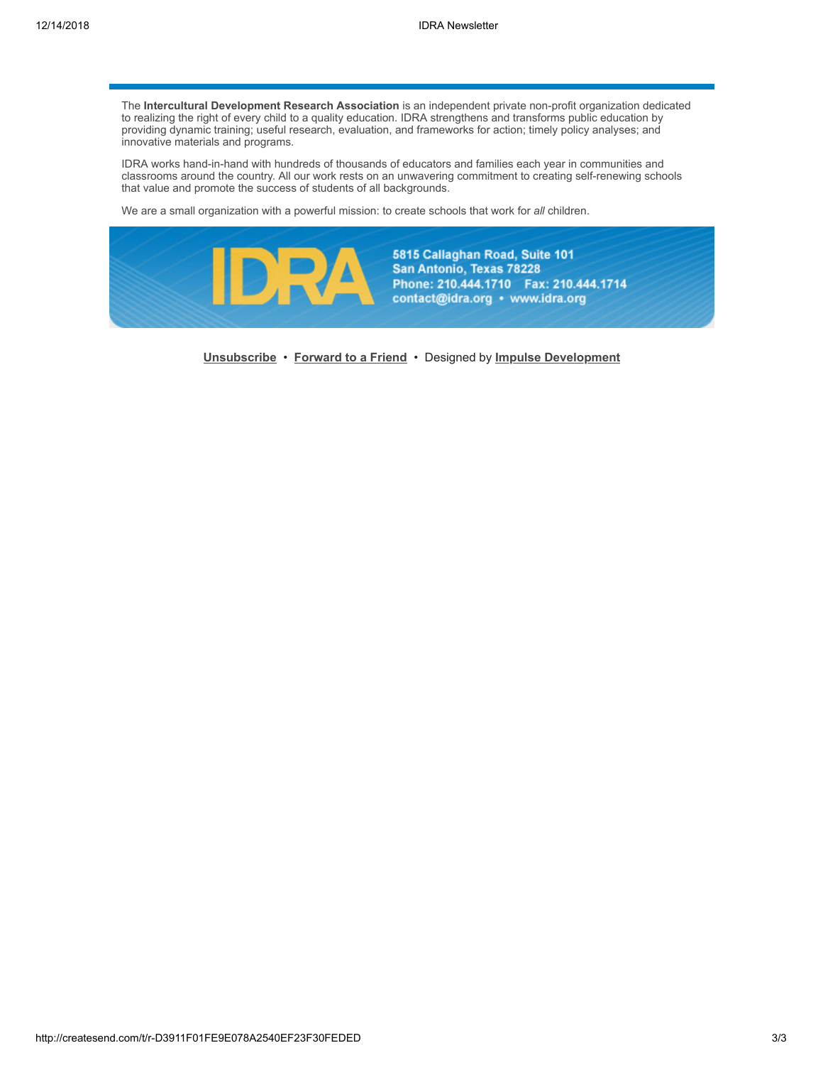The **Intercultural Development Research Association** is an independent private non-profit organization dedicated to realizing the right of every child to a quality education. IDRA strengthens and transforms public education by providing dynamic training; useful research, evaluation, and frameworks for action; timely policy analyses; and innovative materials and programs.

IDRA works hand-in-hand with hundreds of thousands of educators and families each year in communities and classrooms around the country. All our work rests on an unwavering commitment to creating self-renewing schools that value and promote the success of students of all backgrounds.

We are a small organization with a powerful mission: to create schools that work for *all* children.

IDRA

5815 Callaghan Road, Suite 101
San Antonio, Texas 78228
Phone: 210.444.1710 Fax: 210.444.1714
contact@idra.org • www.idra.org

**Unsubscribe** • **Forward to a Friend** • Designed by **Impulse Development**